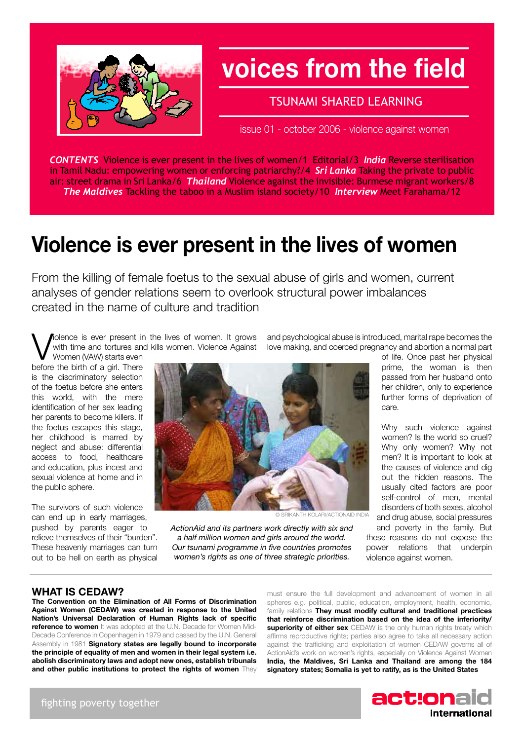# voices from the field

TSUNAMI SHARED LEARNING

issue 01 - october 2006 - violence against women

***CONTENTS*** Violence is ever present in the lives of women/1 Editorial/3 ***India*** Reverse sterilisation in Tamil Nadu: empowering women or enforcing patriarchy?/4 ***Sri Lanka*** Taking the private to public air: street drama in Sri Lanka/6 ***Thailand*** Violence against the invisible: Burmese migrant workers/8 ***The Maldives*** Tackling the taboo in a Muslim island society/10 ***Interview*** Meet Farahama/12

# Violence is ever present in the lives of women

From the killing of female foetus to the sexual abuse of girls and women, current analyses of gender relations seem to overlook structural power imbalances created in the name of culture and tradition

Violence is ever present in the lives of women. It grows with time and tortures and kills women. Violence Against Women (VAW) starts even before the birth of a girl. There is the discriminatory selection of the foetus before she enters this world, with the mere identification of her sex leading her parents to become killers. If the foetus escapes this stage, her childhood is marred by neglect and abuse: differential access to food, healthcare and education, plus incest and sexual violence at home and in the public sphere.

The survivors of such violence can end up in early marriages, pushed by parents eager to relieve themselves of their "burden". These heavenly marriages can turn out to be hell on earth as physical and psychological abuse is introduced, marital rape becomes the love making, and coerced pregnancy and abortion a normal part of life. Once past her physical prime, the woman is then passed from her husband onto her children, only to experience further forms of deprivation of care.

© SRIKANTH KOLARI/ACTIONAID INDIA

*ActionAid and its partners work directly with six and a half million women and girls around the world. Our tsunami programme in five countries promotes women's rights as one of three strategic priorities.*

Why such violence against women? Is the world so cruel? Why only women? Why not men? It is important to look at the causes of violence and dig out the hidden reasons. The usually cited factors are poor self-control of men, mental disorders of both sexes, alcohol and drug abuse, social pressures and poverty in the family. But these reasons do not expose the power relations that underpin violence against women.

## WHAT IS CEDAW?

**The Convention on the Elimination of All Forms of Discrimination Against Women (CEDAW) was created in response to the United Nation's Universal Declaration of Human Rights lack of specific reference to women** It was adopted at the U.N. Decade for Women Mid-Decade Conference in Copenhagen in 1979 and passed by the U.N. General Assembly in 1981 **Signatory states are legally bound to incorporate the principle of equality of men and women in their legal system i.e. abolish discriminatory laws and adopt new ones, establish tribunals and other public institutions to protect the rights of women** They must ensure the full development and advancement of women in all spheres e.g. political, public, education, employment, health, economic, family relations **They must modify cultural and traditional practices that reinforce discrimination based on the idea of the inferiority/superiority of either sex** CEDAW is the only human rights treaty which affirms reproductive rights; parties also agree to take all necessary action against the trafficking and exploitation of women CEDAW governs all of ActionAid's work on women's rights, especially on Violence Against Women **India, the Maldives, Sri Lanka and Thailand are among the 184 signatory states; Somalia is yet to ratify, as is the United States**

fighting poverty together

actionaid International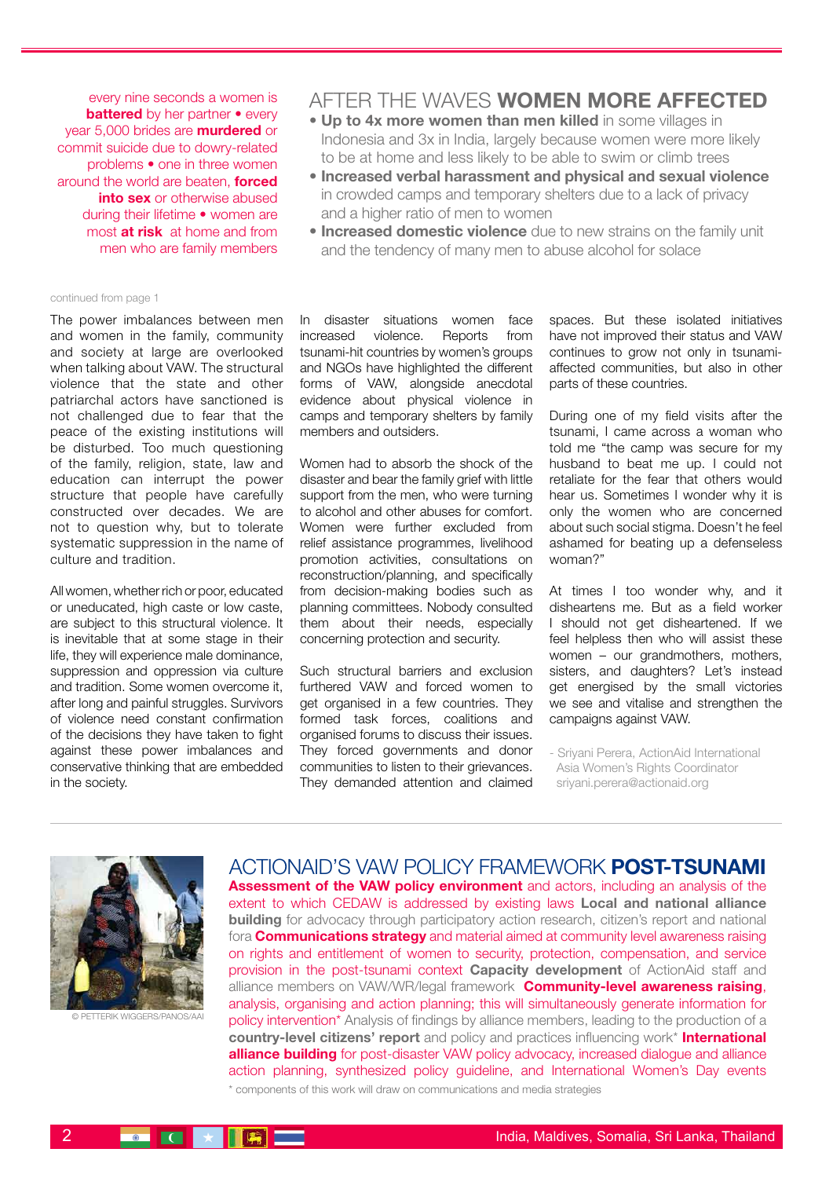every nine seconds a women is **battered** by her partner • every year 5,000 brides are **murdered** or commit suicide due to dowry-related problems • one in three women around the world are beaten, **forced into sex** or otherwise abused during their lifetime • women are most **at risk** at home and from men who are family members

## AFTER THE WAVES **WOMEN MORE AFFECTED**

- **Up to 4x more women than men killed** in some villages in Indonesia and 3x in India, largely because women were more likely to be at home and less likely to be able to swim or climb trees
- **Increased verbal harassment and physical and sexual violence** in crowded camps and temporary shelters due to a lack of privacy and a higher ratio of men to women
- **Increased domestic violence** due to new strains on the family unit and the tendency of many men to abuse alcohol for solace

continued from page 1

The power imbalances between men and women in the family, community and society at large are overlooked when talking about VAW. The structural violence that the state and other patriarchal actors have sanctioned is not challenged due to fear that the peace of the existing institutions will be disturbed. Too much questioning of the family, religion, state, law and education can interrupt the power structure that people have carefully constructed over decades. We are not to question why, but to tolerate systematic suppression in the name of culture and tradition.

All women, whether rich or poor, educated or uneducated, high caste or low caste, are subject to this structural violence. It is inevitable that at some stage in their life, they will experience male dominance, suppression and oppression via culture and tradition. Some women overcome it, after long and painful struggles. Survivors of violence need constant confirmation of the decisions they have taken to fight against these power imbalances and conservative thinking that are embedded in the society.

In disaster situations women face increased violence. Reports from tsunami-hit countries by women's groups and NGOs have highlighted the different forms of VAW, alongside anecdotal evidence about physical violence in camps and temporary shelters by family members and outsiders.

Women had to absorb the shock of the disaster and bear the family grief with little support from the men, who were turning to alcohol and other abuses for comfort. Women were further excluded from relief assistance programmes, livelihood promotion activities, consultations on reconstruction/planning, and specifically from decision-making bodies such as planning committees. Nobody consulted them about their needs, especially concerning protection and security.

Such structural barriers and exclusion furthered VAW and forced women to get organised in a few countries. They formed task forces, coalitions and organised forums to discuss their issues. They forced governments and donor communities to listen to their grievances. They demanded attention and claimed spaces. But these isolated initiatives have not improved their status and VAW continues to grow not only in tsunami-affected communities, but also in other parts of these countries.

During one of my field visits after the tsunami, I came across a woman who told me "the camp was secure for my husband to beat me up. I could not retaliate for the fear that others would hear us. Sometimes I wonder why it is only the women who are concerned about such social stigma. Doesn't he feel ashamed for beating up a defenseless woman?"

At times I too wonder why, and it disheartens me. But as a field worker I should not get disheartened. If we feel helpless then who will assist these women – our grandmothers, mothers, sisters, and daughters? Let's instead get energised by the small victories we see and vitalise and strengthen the campaigns against VAW.

- Sriyani Perera, ActionAid International Asia Women's Rights Coordinator
sriyani.perera@actionaid.org

© PETTERIK WIGGERS/PANOS/AAI

## ACTIONAID'S VAW POLICY FRAMEWORK **POST-TSUNAMI**

**Assessment of the VAW policy environment** and actors, including an analysis of the extent to which CEDAW is addressed by existing laws **Local and national alliance building** for advocacy through participatory action research, citizen's report and national fora **Communications strategy** and material aimed at community level awareness raising on rights and entitlement of women to security, protection, compensation, and service provision in the post-tsunami context **Capacity development** of ActionAid staff and alliance members on VAW/WR/legal framework **Community-level awareness raising**, analysis, organising and action planning; this will simultaneously generate information for policy intervention* Analysis of findings by alliance members, leading to the production of a **country-level citizens' report** and policy and practices influencing work* **International alliance building** for post-disaster VAW policy advocacy, increased dialogue and alliance action planning, synthesized policy guideline, and International Women's Day events

\* components of this work will draw on communications and media strategies

India, Maldives, Somalia, Sri Lanka, Thailand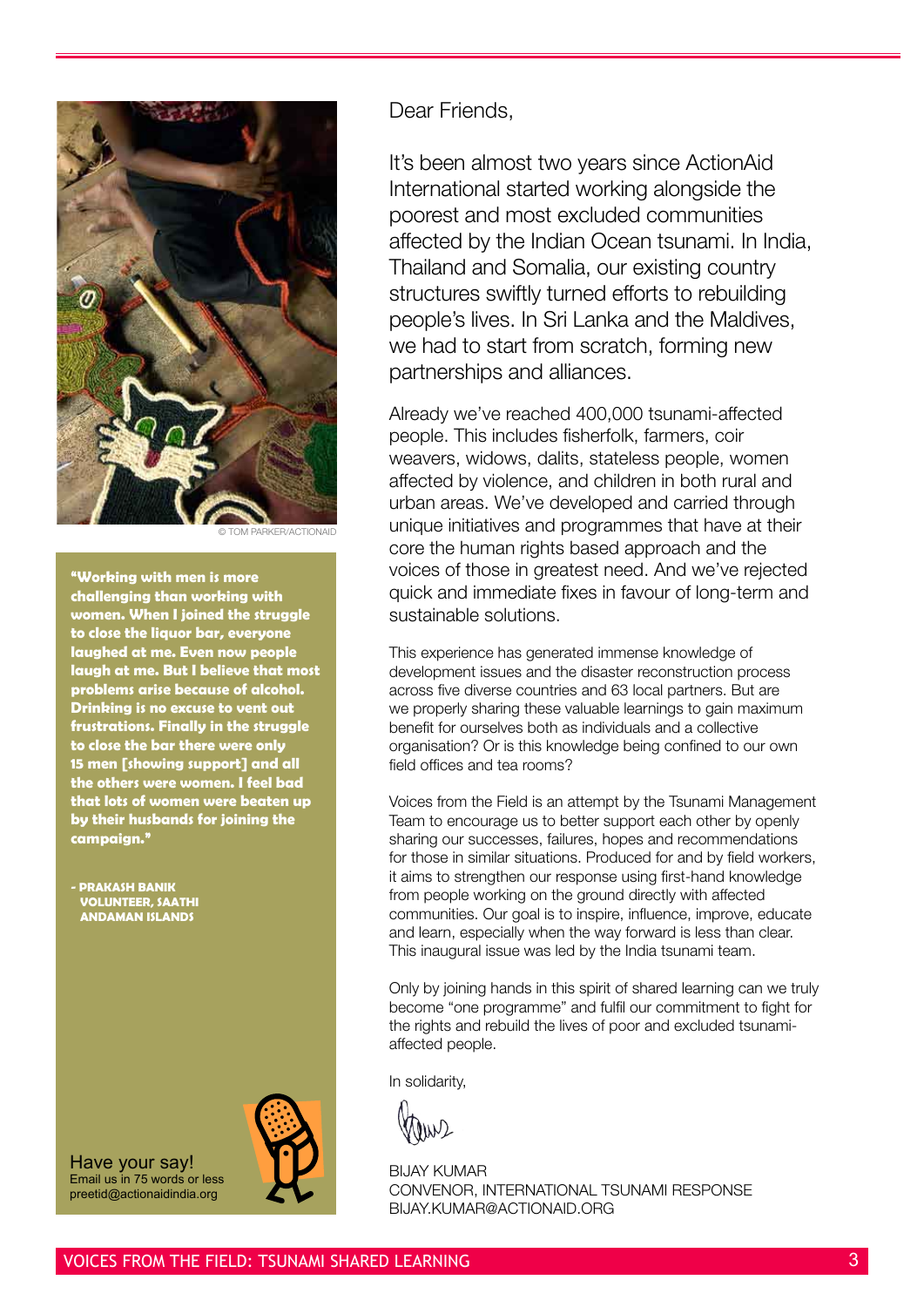© TOM PARKER/ACTIONAID

**"Working with men is more challenging than working with women. When I joined the struggle to close the liquor bar, everyone laughed at me. Even now people laugh at me. But I believe that most problems arise because of alcohol. Drinking is no excuse to vent out frustrations. Finally in the struggle to close the bar there were only 15 men [showing support] and all the others were women. I feel bad that lots of women were beaten up by their husbands for joining the campaign."**

**- PRAKASH BANIK**
**VOLUNTEER, SAATHI**
**ANDAMAN ISLANDS**

Have your say!
Email us in 75 words or less
preetid@actionaidindia.org

Dear Friends,

It's been almost two years since ActionAid International started working alongside the poorest and most excluded communities affected by the Indian Ocean tsunami. In India, Thailand and Somalia, our existing country structures swiftly turned efforts to rebuilding people's lives. In Sri Lanka and the Maldives, we had to start from scratch, forming new partnerships and alliances.

Already we've reached 400,000 tsunami-affected people. This includes fisherfolk, farmers, coir weavers, widows, dalits, stateless people, women affected by violence, and children in both rural and urban areas. We've developed and carried through unique initiatives and programmes that have at their core the human rights based approach and the voices of those in greatest need. And we've rejected quick and immediate fixes in favour of long-term and sustainable solutions.

This experience has generated immense knowledge of development issues and the disaster reconstruction process across five diverse countries and 63 local partners. But are we properly sharing these valuable learnings to gain maximum benefit for ourselves both as individuals and a collective organisation? Or is this knowledge being confined to our own field offices and tea rooms?

Voices from the Field is an attempt by the Tsunami Management Team to encourage us to better support each other by openly sharing our successes, failures, hopes and recommendations for those in similar situations. Produced for and by field workers, it aims to strengthen our response using first-hand knowledge from people working on the ground directly with affected communities. Our goal is to inspire, influence, improve, educate and learn, especially when the way forward is less than clear. This inaugural issue was led by the India tsunami team.

Only by joining hands in this spirit of shared learning can we truly become "one programme" and fulfil our commitment to fight for the rights and rebuild the lives of poor and excluded tsunami-affected people.

In solidarity,

BIJAY KUMAR
CONVENOR, INTERNATIONAL TSUNAMI RESPONSE
BIJAY.KUMAR@ACTIONAID.ORG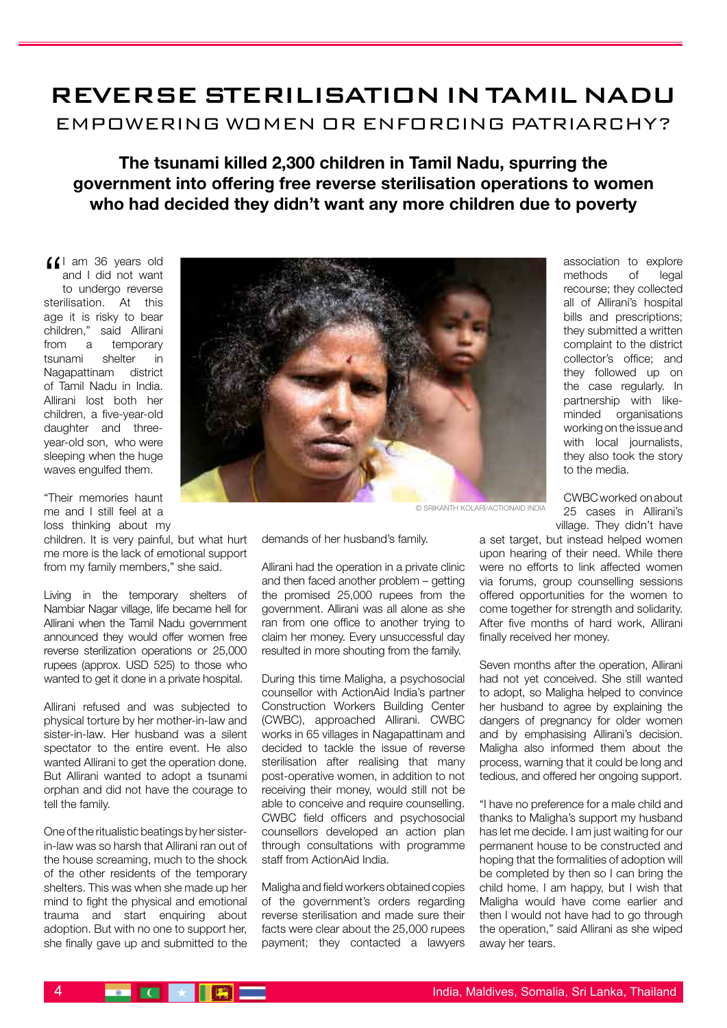# REVERSE STERILISATION IN TAMIL NADU

## EMPOWERING WOMEN OR ENFORCING PATRIARCHY?

**The tsunami killed 2,300 children in Tamil Nadu, spurring the government into offering free reverse sterilisation operations to women who had decided they didn't want any more children due to poverty**

"I am 36 years old and I did not want to undergo reverse sterilisation. At this age it is risky to bear children," said Allirani from a temporary tsunami shelter in Nagapattinam district of Tamil Nadu in India. Allirani lost both her children, a five-year-old daughter and three-year-old son, who were sleeping when the huge waves engulfed them.

"Their memories haunt me and I still feel at a loss thinking about my children. It is very painful, but what hurt me more is the lack of emotional support from my family members," she said.

Living in the temporary shelters of Nambiar Nagar village, life became hell for Allirani when the Tamil Nadu government announced they would offer women free reverse sterilization operations or 25,000 rupees (approx. USD 525) to those who wanted to get it done in a private hospital.

Allirani refused and was subjected to physical torture by her mother-in-law and sister-in-law. Her husband was a silent spectator to the entire event. He also wanted Allirani to get the operation done. But Allirani wanted to adopt a tsunami orphan and did not have the courage to tell the family.

One of the ritualistic beatings by her sister-in-law was so harsh that Allirani ran out of the house screaming, much to the shock of the other residents of the temporary shelters. This was when she made up her mind to fight the physical and emotional trauma and start enquiring about adoption. But with no one to support her, she finally gave up and submitted to the demands of her husband's family.

© SRIKANTH KOLARI/ACTIONAID INDIA

Allirani had the operation in a private clinic and then faced another problem – getting the promised 25,000 rupees from the government. Allirani was all alone as she ran from one office to another trying to claim her money. Every unsuccessful day resulted in more shouting from the family.

During this time Maligha, a psychosocial counsellor with ActionAid India's partner Construction Workers Building Center (CWBC), approached Allirani. CWBC works in 65 villages in Nagapattinam and decided to tackle the issue of reverse sterilisation after realising that many post-operative women, in addition to not receiving their money, would still not be able to conceive and require counselling. CWBC field officers and psychosocial counsellors developed an action plan through consultations with programme staff from ActionAid India.

Maligha and field workers obtained copies of the government's orders regarding reverse sterilisation and made sure their facts were clear about the 25,000 rupees payment; they contacted a lawyers association to explore methods of legal recourse; they collected all of Allirani's hospital bills and prescriptions; they submitted a written complaint to the district collector's office; and they followed up on the case regularly. In partnership with like-minded organisations working on the issue and with local journalists, they also took the story to the media.

CWBC worked on about 25 cases in Allirani's village. They didn't have a set target, but instead helped women upon hearing of their need. While there were no efforts to link affected women via forums, group counselling sessions offered opportunities for the women to come together for strength and solidarity. After five months of hard work, Allirani finally received her money.

Seven months after the operation, Allirani had not yet conceived. She still wanted to adopt, so Maligha helped to convince her husband to agree by explaining the dangers of pregnancy for older women and by emphasising Allirani's decision. Maligha also informed them about the process, warning that it could be long and tedious, and offered her ongoing support.

"I have no preference for a male child and thanks to Maligha's support my husband has let me decide. I am just waiting for our permanent house to be constructed and hoping that the formalities of adoption will be completed by then so I can bring the child home. I am happy, but I wish that Maligha would have come earlier and then I would not have had to go through the operation," said Allirani as she wiped away her tears.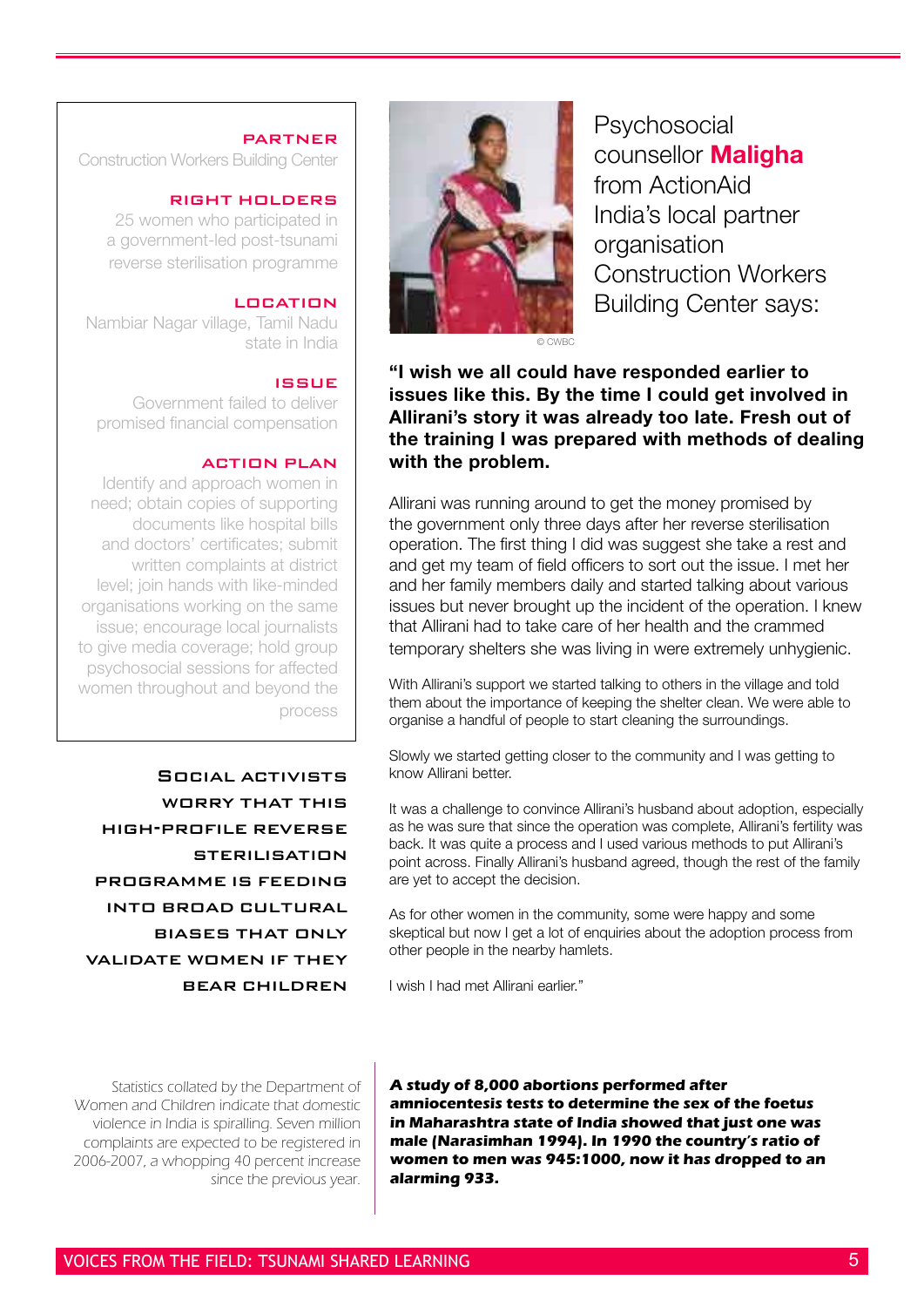**PARTNER**
Construction Workers Building Center

**RIGHT HOLDERS**
25 women who participated in a government-led post-tsunami reverse sterilisation programme

**LOCATION**
Nambiar Nagar village, Tamil Nadu state in India

**ISSUE**
Government failed to deliver promised financial compensation

**ACTION PLAN**
Identify and approach women in need; obtain copies of supporting documents like hospital bills and doctors' certificates; submit written complaints at district level; join hands with like-minded organisations working on the same issue; encourage local journalists to give media coverage; hold group psychosocial sessions for affected women throughout and beyond the process

© CWBC

Psychosocial counsellor **Maligha** from ActionAid India's local partner organisation Construction Workers Building Center says:

**"I wish we all could have responded earlier to issues like this. By the time I could get involved in Allirani's story it was already too late. Fresh out of the training I was prepared with methods of dealing with the problem.**

Allirani was running around to get the money promised by the government only three days after her reverse sterilisation operation. The first thing I did was suggest she take a rest and and get my team of field officers to sort out the issue. I met her and her family members daily and started talking about various issues but never brought up the incident of the operation. I knew that Allirani had to take care of her health and the crammed temporary shelters she was living in were extremely unhygienic.

With Allirani's support we started talking to others in the village and told them about the importance of keeping the shelter clean. We were able to organise a handful of people to start cleaning the surroundings.

Slowly we started getting closer to the community and I was getting to know Allirani better.

It was a challenge to convince Allirani's husband about adoption, especially as he was sure that since the operation was complete, Allirani's fertility was back. It was quite a process and I used various methods to put Allirani's point across. Finally Allirani's husband agreed, though the rest of the family are yet to accept the decision.

As for other women in the community, some were happy and some skeptical but now I get a lot of enquiries about the adoption process from other people in the nearby hamlets.

I wish I had met Allirani earlier."

**SOCIAL ACTIVISTS WORRY THAT THIS HIGH-PROFILE REVERSE STERILISATION PROGRAMME IS FEEDING INTO BROAD CULTURAL BIASES THAT ONLY VALIDATE WOMEN IF THEY BEAR CHILDREN**

*Statistics collated by the Department of Women and Children indicate that domestic violence in India is spiralling. Seven million complaints are expected to be registered in 2006-2007, a whopping 40 percent increase since the previous year.*

***A study of 8,000 abortions performed after amniocentesis tests to determine the sex of the foetus in Maharashtra state of India showed that just one was male (Narasimhan 1994). In 1990 the country's ratio of women to men was 945:1000, now it has dropped to an alarming 933.***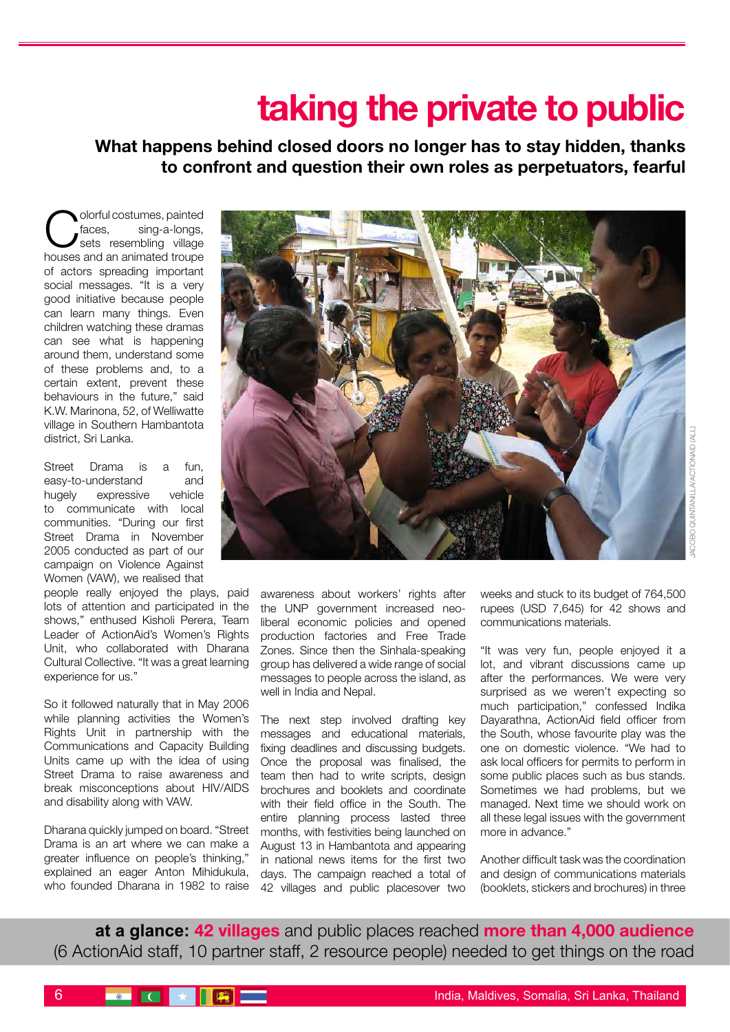# taking the private to public

**What happens behind closed doors no longer has to stay hidden, thanks to confront and question their own roles as perpetuators, fearful**

Colorful costumes, painted faces, sing-a-longs, sets resembling village houses and an animated troupe of actors spreading important social messages. "It is a very good initiative because people can learn many things. Even children watching these dramas can see what is happening around them, understand some of these problems and, to a certain extent, prevent these behaviours in the future," said K.W. Marinona, 52, of Welliwatte village in Southern Hambantota district, Sri Lanka.

Street Drama is a fun, easy-to-understand and hugely expressive vehicle to communicate with local communities. "During our first Street Drama in November 2005 conducted as part of our campaign on Violence Against Women (VAW), we realised that people really enjoyed the plays, paid lots of attention and participated in the shows," enthused Kisholi Perera, Team Leader of ActionAid's Women's Rights Unit, who collaborated with Dharana Cultural Collective. "It was a great learning experience for us."

So it followed naturally that in May 2006 while planning activities the Women's Rights Unit in partnership with the Communications and Capacity Building Units came up with the idea of using Street Drama to raise awareness and break misconceptions about HIV/AIDS and disability along with VAW.

Dharana quickly jumped on board. "Street Drama is an art where we can make a greater influence on people's thinking," explained an eager Anton Mihidukula, who founded Dharana in 1982 to raise awareness about workers' rights after the UNP government increased neo-liberal economic policies and opened production factories and Free Trade Zones. Since then the Sinhala-speaking group has delivered a wide range of social messages to people across the island, as well in India and Nepal.

The next step involved drafting key messages and educational materials, fixing deadlines and discussing budgets. Once the proposal was finalised, the team then had to write scripts, design brochures and booklets and coordinate with their field office in the South. The entire planning process lasted three months, with festivities being launched on August 13 in Hambantota and appearing in national news items for the first two days. The campaign reached a total of 42 villages and public placesover two weeks and stuck to its budget of 764,500 rupees (USD 7,645) for 42 shows and communications materials.

"It was very fun, people enjoyed it a lot, and vibrant discussions came up after the performances. We were very surprised as we weren't expecting so much participation," confessed Indika Dayarathna, ActionAid field officer from the South, whose favourite play was the one on domestic violence. "We had to ask local officers for permits to perform in some public places such as bus stands. Sometimes we had problems, but we managed. Next time we should work on all these legal issues with the government more in advance."

Another difficult task was the coordination and design of communications materials (booklets, stickers and brochures) in three

JACOBO QUINTANILLA/ACTIONAID (ALL)

**at a glance: 42 villages** and public places reached **more than 4,000 audience**
(6 ActionAid staff, 10 partner staff, 2 resource people) needed to get things on the road

India, Maldives, Somalia, Sri Lanka, Thailand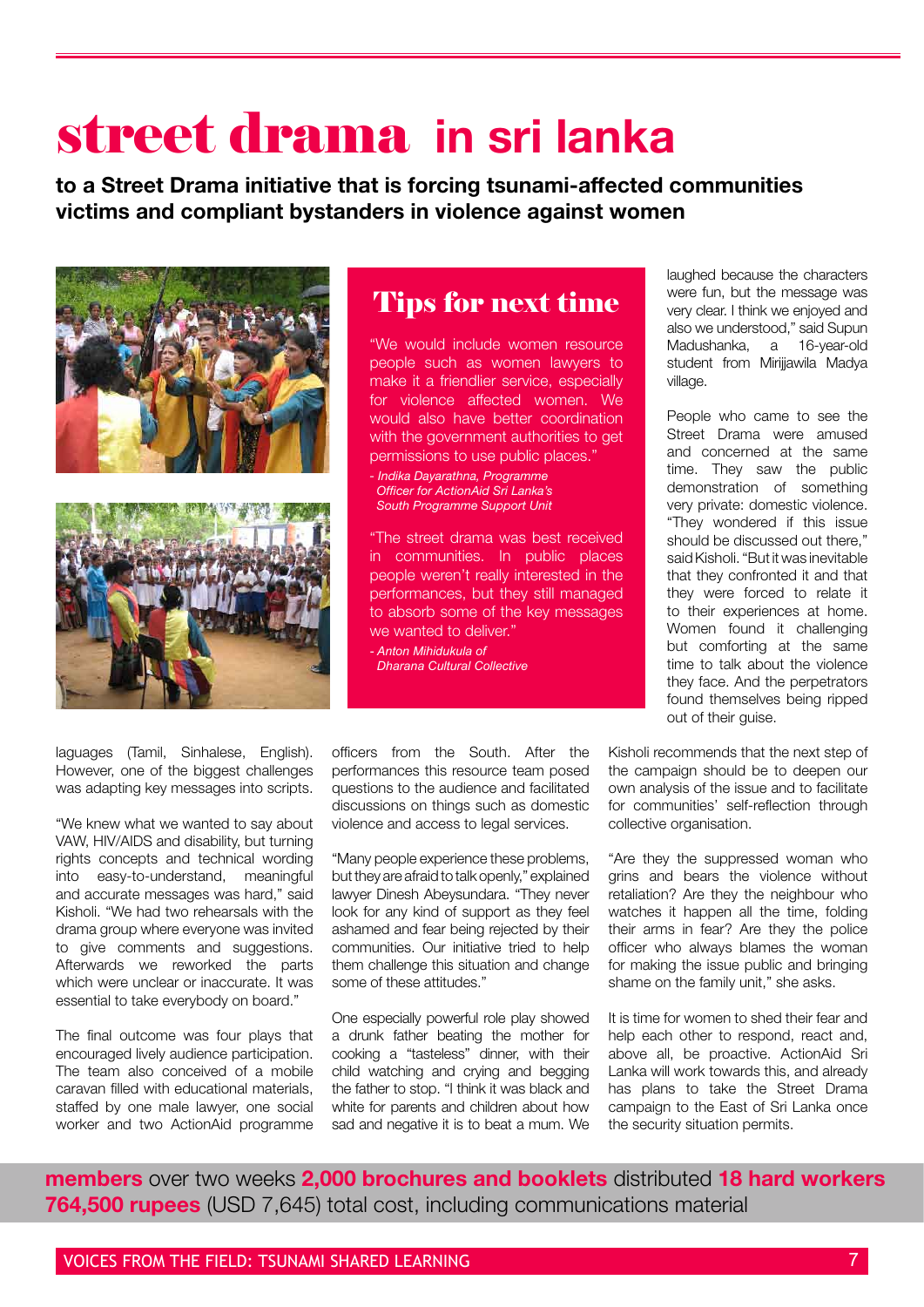# street drama in sri lanka

**to a Street Drama initiative that is forcing tsunami-affected communities victims and compliant bystanders in violence against women**

## Tips for next time

"We would include women resource people such as women lawyers to make it a friendlier service, especially for violence affected women. We would also have better coordination with the government authorities to get permissions to use public places."

*- Indika Dayarathna, Programme Officer for ActionAid Sri Lanka's South Programme Support Unit*

"The street drama was best received in communities. In public places people weren't really interested in the performances, but they still managed to absorb some of the key messages we wanted to deliver."

*- Anton Mihidukula of Dharana Cultural Collective*

laughed because the characters were fun, but the message was very clear. I think we enjoyed and also we understood," said Supun Madushanka, a 16-year-old student from Mirijjawila Madya village.

People who came to see the Street Drama were amused and concerned at the same time. They saw the public demonstration of something very private: domestic violence. "They wondered if this issue should be discussed out there," said Kisholi. "But it was inevitable that they confronted it and that they were forced to relate it to their experiences at home. Women found it challenging but comforting at the same time to talk about the violence they face. And the perpetrators found themselves being ripped out of their guise.

laguages (Tamil, Sinhalese, English). However, one of the biggest challenges was adapting key messages into scripts.

"We knew what we wanted to say about VAW, HIV/AIDS and disability, but turning rights concepts and technical wording into easy-to-understand, meaningful and accurate messages was hard," said Kisholi. "We had two rehearsals with the drama group where everyone was invited to give comments and suggestions. Afterwards we reworked the parts which were unclear or inaccurate. It was essential to take everybody on board."

The final outcome was four plays that encouraged lively audience participation. The team also conceived of a mobile caravan filled with educational materials, staffed by one male lawyer, one social worker and two ActionAid programme officers from the South. After the performances this resource team posed questions to the audience and facilitated discussions on things such as domestic violence and access to legal services.

"Many people experience these problems, but they are afraid to talk openly," explained lawyer Dinesh Abeysundara. "They never look for any kind of support as they feel ashamed and fear being rejected by their communities. Our initiative tried to help them challenge this situation and change some of these attitudes."

One especially powerful role play showed a drunk father beating the mother for cooking a "tasteless" dinner, with their child watching and crying and begging the father to stop. "I think it was black and white for parents and children about how sad and negative it is to beat a mum. We

Kisholi recommends that the next step of the campaign should be to deepen our own analysis of the issue and to facilitate for communities' self-reflection through collective organisation.

"Are they the suppressed woman who grins and bears the violence without retaliation? Are they the neighbour who watches it happen all the time, folding their arms in fear? Are they the police officer who always blames the woman for making the issue public and bringing shame on the family unit," she asks.

It is time for women to shed their fear and help each other to respond, react and, above all, be proactive. ActionAid Sri Lanka will work towards this, and already has plans to take the Street Drama campaign to the East of Sri Lanka once the security situation permits.

**members** over two weeks **2,000 brochures and booklets** distributed **18 hard workers**
**764,500 rupees** (USD 7,645) total cost, including communications material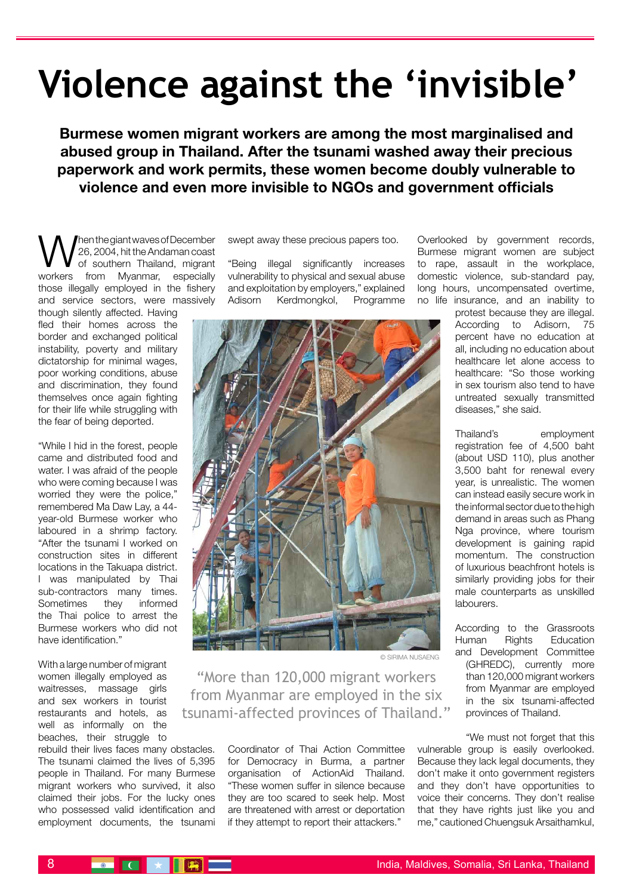# Violence against the 'invisible'

**Burmese women migrant workers are among the most marginalised and abused group in Thailand. After the tsunami washed away their precious paperwork and work permits, these women become doubly vulnerable to violence and even more invisible to NGOs and government officials**

When the giant waves of December 26, 2004, hit the Andaman coast of southern Thailand, migrant workers from Myanmar, especially those illegally employed in the fishery and service sectors, were massively though silently affected. Having fled their homes across the border and exchanged political instability, poverty and military dictatorship for minimal wages, poor working conditions, abuse and discrimination, they found themselves once again fighting for their life while struggling with the fear of being deported.

"While I hid in the forest, people came and distributed food and water. I was afraid of the people who were coming because I was worried they were the police," remembered Ma Daw Lay, a 44-year-old Burmese worker who laboured in a shrimp factory. "After the tsunami I worked on construction sites in different locations in the Takuapa district. I was manipulated by Thai sub-contractors many times. Sometimes they informed the Thai police to arrest the Burmese workers who did not have identification."

With a large number of migrant women illegally employed as waitresses, massage girls and sex workers in tourist restaurants and hotels, as well as informally on the beaches, their struggle to rebuild their lives faces many obstacles. The tsunami claimed the lives of 5,395 people in Thailand. For many Burmese migrant workers who survived, it also claimed their jobs. For the lucky ones who possessed valid identification and employment documents, the tsunami swept away these precious papers too.

"Being illegal significantly increases vulnerability to physical and sexual abuse and exploitation by employers," explained Adisorn Kerdmongkol, Programme Coordinator of Thai Action Committee for Democracy in Burma, a partner organisation of ActionAid Thailand. "These women suffer in silence because they are too scared to seek help. Most are threatened with arrest or deportation if they attempt to report their attackers."

© SIRIMA NUSAENG

> "More than 120,000 migrant workers from Myanmar are employed in the six tsunami-affected provinces of Thailand."

Overlooked by government records, Burmese migrant women are subject to rape, assault in the workplace, domestic violence, sub-standard pay, long hours, uncompensated overtime, no life insurance, and an inability to protest because they are illegal. According to Adisorn, 75 percent have no education at all, including no education about healthcare let alone access to healthcare: "So those working in sex tourism also tend to have untreated sexually transmitted diseases," she said.

Thailand's employment registration fee of 4,500 baht (about USD 110), plus another 3,500 baht for renewal every year, is unrealistic. The women can instead easily secure work in the informal sector due to the high demand in areas such as Phang Nga province, where tourism development is gaining rapid momentum. The construction of luxurious beachfront hotels is similarly providing jobs for their male counterparts as unskilled labourers.

According to the Grassroots Human Rights Education and Development Committee (GHREDC), currently more than 120,000 migrant workers from Myanmar are employed in the six tsunami-affected provinces of Thailand.

"We must not forget that this vulnerable group is easily overlooked. Because they lack legal documents, they don't make it onto government registers and they don't have opportunities to voice their concerns. They don't realise that they have rights just like you and me," cautioned Chuengsuk Arsaithamkul,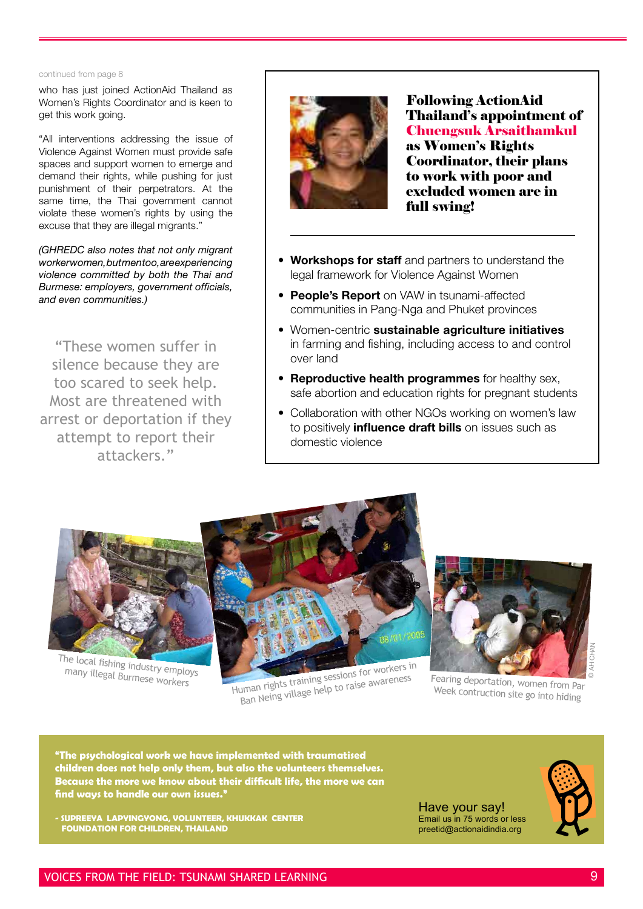continued from page 8

who has just joined ActionAid Thailand as Women's Rights Coordinator and is keen to get this work going.

"All interventions addressing the issue of Violence Against Women must provide safe spaces and support women to emerge and demand their rights, while pushing for just punishment of their perpetrators. At the same time, the Thai government cannot violate these women's rights by using the excuse that they are illegal migrants."

*(GHREDC also notes that not only migrant workerwomen,butmentoo,areexperiencing violence committed by both the Thai and Burmese: employers, government officials, and even communities.)*

> "These women suffer in silence because they are too scared to seek help. Most are threatened with arrest or deportation if they attempt to report their attackers."

## Following ActionAid Thailand's appointment of Chuengsuk Arsaithamkul as Women's Rights Coordinator, their plans to work with poor and excluded women are in full swing!

- **Workshops for staff** and partners to understand the legal framework for Violence Against Women
- **People's Report** on VAW in tsunami-affected communities in Pang-Nga and Phuket provinces
- Women-centric **sustainable agriculture initiatives** in farming and fishing, including access to and control over land
- **Reproductive health programmes** for healthy sex, safe abortion and education rights for pregnant students
- Collaboration with other NGOs working on women's law to positively **influence draft bills** on issues such as domestic violence

The local fishing industry employs many illegal Burmese workers

Human rights training sessions for workers in Ban Neing village help to raise awareness

Fearing deportation, women from Par Week contruction site go into hiding

© AH CHAN

**"The psychological work we have implemented with traumatised children does not help only them, but also the volunteers themselves. Because the more we know about their difficult life, the more we can find ways to handle our own issues."**

**- SUPREEYA LAPVINGVONG, VOLUNTEER, KHUKKAK CENTER FOUNDATION FOR CHILDREN, THAILAND**

Have your say!
Email us in 75 words or less
preetid@actionaidindia.org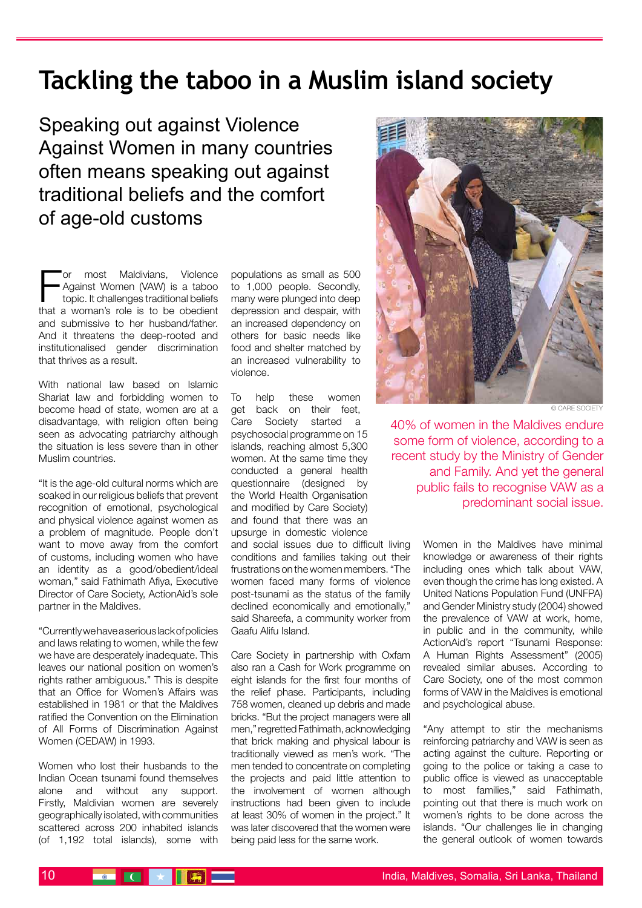# Tackling the taboo in a Muslim island society

Speaking out against Violence Against Women in many countries often means speaking out against traditional beliefs and the comfort of age-old customs

For most Maldivians, Violence Against Women (VAW) is a taboo topic. It challenges traditional beliefs that a woman's role is to be obedient and submissive to her husband/father. And it threatens the deep-rooted and institutionalised gender discrimination that thrives as a result.

With national law based on Islamic Shariat law and forbidding women to become head of state, women are at a disadvantage, with religion often being seen as advocating patriarchy although the situation is less severe than in other Muslim countries.

"It is the age-old cultural norms which are soaked in our religious beliefs that prevent recognition of emotional, psychological and physical violence against women as a problem of magnitude. People don't want to move away from the comfort of customs, including women who have an identity as a good/obedient/ideal woman," said Fathimath Afiya, Executive Director of Care Society, ActionAid's sole partner in the Maldives.

"Currently we have a serious lack of policies and laws relating to women, while the few we have are desperately inadequate. This leaves our national position on women's rights rather ambiguous." This is despite that an Office for Women's Affairs was established in 1981 or that the Maldives ratified the Convention on the Elimination of All Forms of Discrimination Against Women (CEDAW) in 1993.

Women who lost their husbands to the Indian Ocean tsunami found themselves alone and without any support. Firstly, Maldivian women are severely geographically isolated, with communities scattered across 200 inhabited islands (of 1,192 total islands), some with populations as small as 500 to 1,000 people. Secondly, many were plunged into deep depression and despair, with an increased dependency on others for basic needs like food and shelter matched by an increased vulnerability to violence.

To help these women get back on their feet, Care Society started a psychosocial programme on 15 islands, reaching almost 5,300 women. At the same time they conducted a general health questionnaire (designed by the World Health Organisation and modified by Care Society) and found that there was an upsurge in domestic violence and social issues due to difficult living conditions and families taking out their frustrations on the women members. "The women faced many forms of violence post-tsunami as the status of the family declined economically and emotionally," said Shareefa, a community worker from Gaafu Alifu Island.

Care Society in partnership with Oxfam also ran a Cash for Work programme on eight islands for the first four months of the relief phase. Participants, including 758 women, cleaned up debris and made bricks. "But the project managers were all men," regretted Fathimath, acknowledging that brick making and physical labour is traditionally viewed as men's work. "The men tended to concentrate on completing the projects and paid little attention to the involvement of women although instructions had been given to include at least 30% of women in the project." It was later discovered that the women were being paid less for the same work.

© CARE SOCIETY

40% of women in the Maldives endure some form of violence, according to a recent study by the Ministry of Gender and Family. And yet the general public fails to recognise VAW as a predominant social issue.

Women in the Maldives have minimal knowledge or awareness of their rights including ones which talk about VAW, even though the crime has long existed. A United Nations Population Fund (UNFPA) and Gender Ministry study (2004) showed the prevalence of VAW at work, home, in public and in the community, while ActionAid's report "Tsunami Response: A Human Rights Assessment" (2005) revealed similar abuses. According to Care Society, one of the most common forms of VAW in the Maldives is emotional and psychological abuse.

"Any attempt to stir the mechanisms reinforcing patriarchy and VAW is seen as acting against the culture. Reporting or going to the police or taking a case to public office is viewed as unacceptable to most families," said Fathimath, pointing out that there is much work on women's rights to be done across the islands. "Our challenges lie in changing the general outlook of women towards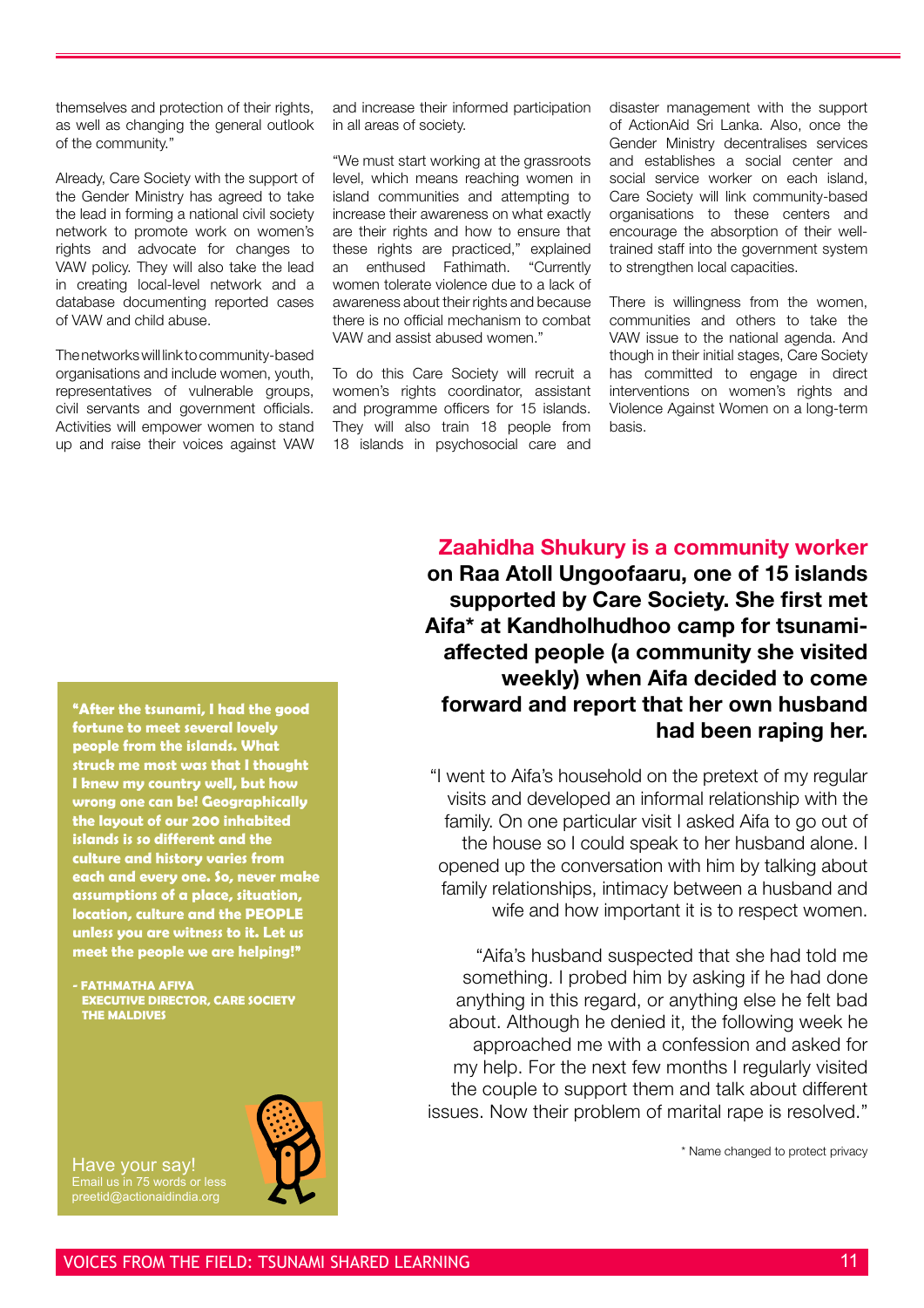themselves and protection of their rights, as well as changing the general outlook of the community."

Already, Care Society with the support of the Gender Ministry has agreed to take the lead in forming a national civil society network to promote work on women's rights and advocate for changes to VAW policy. They will also take the lead in creating local-level network and a database documenting reported cases of VAW and child abuse.

The networks will link to community-based organisations and include women, youth, representatives of vulnerable groups, civil servants and government officials. Activities will empower women to stand up and raise their voices against VAW and increase their informed participation in all areas of society.

"We must start working at the grassroots level, which means reaching women in island communities and attempting to increase their awareness on what exactly are their rights and how to ensure that these rights are practiced," explained an enthused Fathimath. "Currently women tolerate violence due to a lack of awareness about their rights and because there is no official mechanism to combat VAW and assist abused women."

To do this Care Society will recruit a women's rights coordinator, assistant and programme officers for 15 islands. They will also train 18 people from 18 islands in psychosocial care and disaster management with the support of ActionAid Sri Lanka. Also, once the Gender Ministry decentralises services and establishes a social center and social service worker on each island, Care Society will link community-based organisations to these centers and encourage the absorption of their well-trained staff into the government system to strengthen local capacities.

There is willingness from the women, communities and others to take the VAW issue to the national agenda. And though in their initial stages, Care Society has committed to engage in direct interventions on women's rights and Violence Against Women on a long-term basis.

**"After the tsunami, I had the good fortune to meet several lovely people from the islands. What struck me most was that I thought I knew my country well, but how wrong one can be! Geographically the layout of our 200 inhabited islands is so different and the culture and history varies from each and every one. So, never make assumptions of a place, situation, location, culture and the PEOPLE unless you are witness to it. Let us meet the people we are helping!"**

**- FATHMATHA AFIYA**
**EXECUTIVE DIRECTOR, CARE SOCIETY**
**THE MALDIVES**

Have your say!
Email us in 75 words or less
preetid@actionaidindia.org

**Zaahidha Shukury is a community worker on Raa Atoll Ungoofaaru, one of 15 islands supported by Care Society. She first met Aifa* at Kandholhudhoo camp for tsunami-affected people (a community she visited weekly) when Aifa decided to come forward and report that her own husband had been raping her.**

"I went to Aifa's household on the pretext of my regular visits and developed an informal relationship with the family. On one particular visit I asked Aifa to go out of the house so I could speak to her husband alone. I opened up the conversation with him by talking about family relationships, intimacy between a husband and wife and how important it is to respect women.

"Aifa's husband suspected that she had told me something. I probed him by asking if he had done anything in this regard, or anything else he felt bad about. Although he denied it, the following week he approached me with a confession and asked for my help. For the next few months I regularly visited the couple to support them and talk about different issues. Now their problem of marital rape is resolved."

* Name changed to protect privacy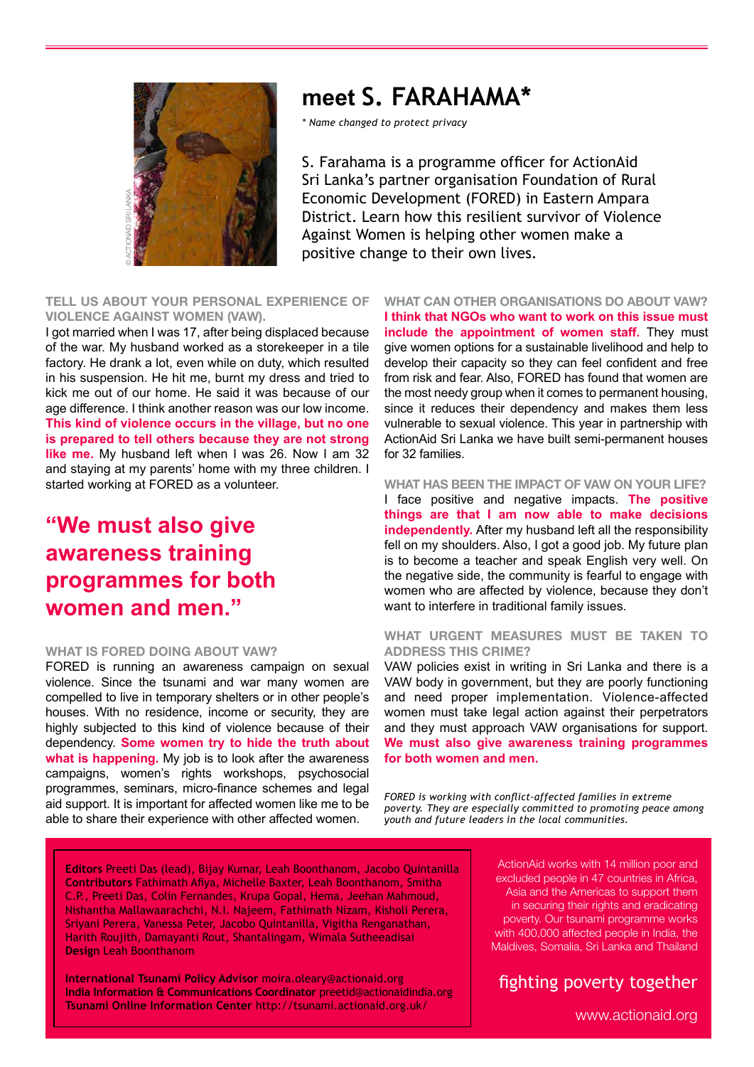# meet S. FARAHAMA*

*\* Name changed to protect privacy*

S. Farahama is a programme officer for ActionAid Sri Lanka's partner organisation Foundation of Rural Economic Development (FORED) in Eastern Ampara District. Learn how this resilient survivor of Violence Against Women is helping other women make a positive change to their own lives.

© ACTIONAID SRI LANKA

### TELL US ABOUT YOUR PERSONAL EXPERIENCE OF VIOLENCE AGAINST WOMEN (VAW).

I got married when I was 17, after being displaced because of the war. My husband worked as a storekeeper in a tile factory. He drank a lot, even while on duty, which resulted in his suspension. He hit me, burnt my dress and tried to kick me out of our home. He said it was because of our age difference. I think another reason was our low income. **This kind of violence occurs in the village, but no one is prepared to tell others because they are not strong like me.** My husband left when I was 26. Now I am 32 and staying at my parents' home with my three children. I started working at FORED as a volunteer.

## "We must also give awareness training programmes for both women and men."

### WHAT IS FORED DOING ABOUT VAW?

FORED is running an awareness campaign on sexual violence. Since the tsunami and war many women are compelled to live in temporary shelters or in other people's houses. With no residence, income or security, they are highly subjected to this kind of violence because of their dependency. **Some women try to hide the truth about what is happening.** My job is to look after the awareness campaigns, women's rights workshops, psychosocial programmes, seminars, micro-finance schemes and legal aid support. It is important for affected women like me to be able to share their experience with other affected women.

### WHAT CAN OTHER ORGANISATIONS DO ABOUT VAW?

**I think that NGOs who want to work on this issue must include the appointment of women staff.** They must give women options for a sustainable livelihood and help to develop their capacity so they can feel confident and free from risk and fear. Also, FORED has found that women are the most needy group when it comes to permanent housing, since it reduces their dependency and makes them less vulnerable to sexual violence. This year in partnership with ActionAid Sri Lanka we have built semi-permanent houses for 32 families.

### WHAT HAS BEEN THE IMPACT OF VAW ON YOUR LIFE?

I face positive and negative impacts. **The positive things are that I am now able to make decisions independently.** After my husband left all the responsibility fell on my shoulders. Also, I got a good job. My future plan is to become a teacher and speak English very well. On the negative side, the community is fearful to engage with women who are affected by violence, because they don't want to interfere in traditional family issues.

### WHAT URGENT MEASURES MUST BE TAKEN TO ADDRESS THIS CRIME?

VAW policies exist in writing in Sri Lanka and there is a VAW body in government, but they are poorly functioning and need proper implementation. Violence-affected women must take legal action against their perpetrators and they must approach VAW organisations for support. **We must also give awareness training programmes for both women and men.**

*FORED is working with conflict-affected families in extreme poverty. They are especially committed to promoting peace among youth and future leaders in the local communities.*

**Editors** Preeti Das (lead), Bijay Kumar, Leah Boonthanom, Jacobo Quintanilla
**Contributors** Fathimath Afiya, Michelle Baxter, Leah Boonthanom, Smitha C.P., Preeti Das, Colin Fernandes, Krupa Gopal, Hema, Jeehan Mahmoud, Nishantha Mallawaarachchi, N.I. Najeem, Fathimath Nizam, Kisholi Perera, Sriyani Perera, Vanessa Peter, Jacobo Quintanilla, Vigitha Renganathan, Harith Roujith, Damayanti Rout, Shantalingam, Wimala Sutheeadisai
**Design** Leah Boonthanom

**International Tsunami Policy Advisor** moira.oleary@actionaid.org
**India Information & Communications Coordinator** preetid@actionaidindia.org
**Tsunami Online Information Center** http://tsunami.actionaid.org.uk/

ActionAid works with 14 million poor and excluded people in 47 countries in Africa, Asia and the Americas to support them in securing their rights and eradicating poverty. Our tsunami programme works with 400,000 affected people in India, the Maldives, Somalia, Sri Lanka and Thailand

fighting poverty together

www.actionaid.org